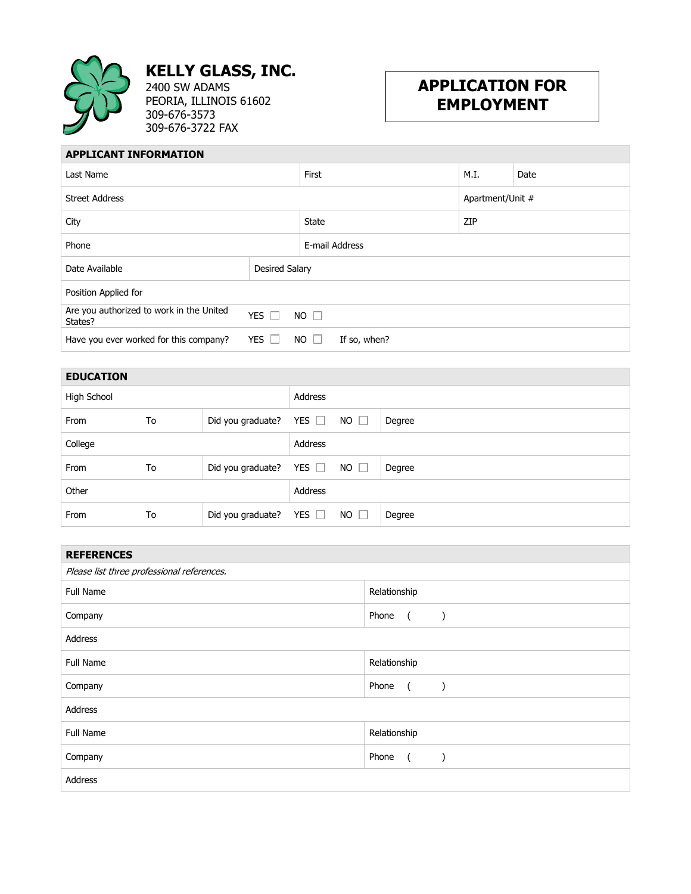# KELLY GLASS, INC.

2400 SW ADAMS
PEORIA, ILLINOIS 61602
309-676-3573
309-676-3722 FAX

# APPLICATION FOR EMPLOYMENT

## APPLICANT INFORMATION

| Last Name | | First | M.I. | Date |
|---|---|---|---|---|
| Street Address | | | Apartment/Unit # | |
| City | | State | ZIP | |
| Phone | | E-mail Address | | |
| Date Available | Desired Salary | | | |
| Position Applied for | | | | |
| Are you authorized to work in the United States? | YES ☐ NO ☐ | | | |
| Have you ever worked for this company? | YES ☐ NO ☐ | If so, when? | | |

## EDUCATION

| High School | | | Address | |
|---|---|---|---|---|
| From | To | Did you graduate? | YES ☐ NO ☐ | Degree |
| College | | | Address | |
| From | To | Did you graduate? | YES ☐ NO ☐ | Degree |
| Other | | | Address | |
| From | To | Did you graduate? | YES ☐ NO ☐ | Degree |

## REFERENCES

*Please list three professional references.*

| Full Name | Relationship |
|---|---|
| Company | Phone ( ) |
| Address | |
| Full Name | Relationship |
| Company | Phone ( ) |
| Address | |
| Full Name | Relationship |
| Company | Phone ( ) |
| Address | |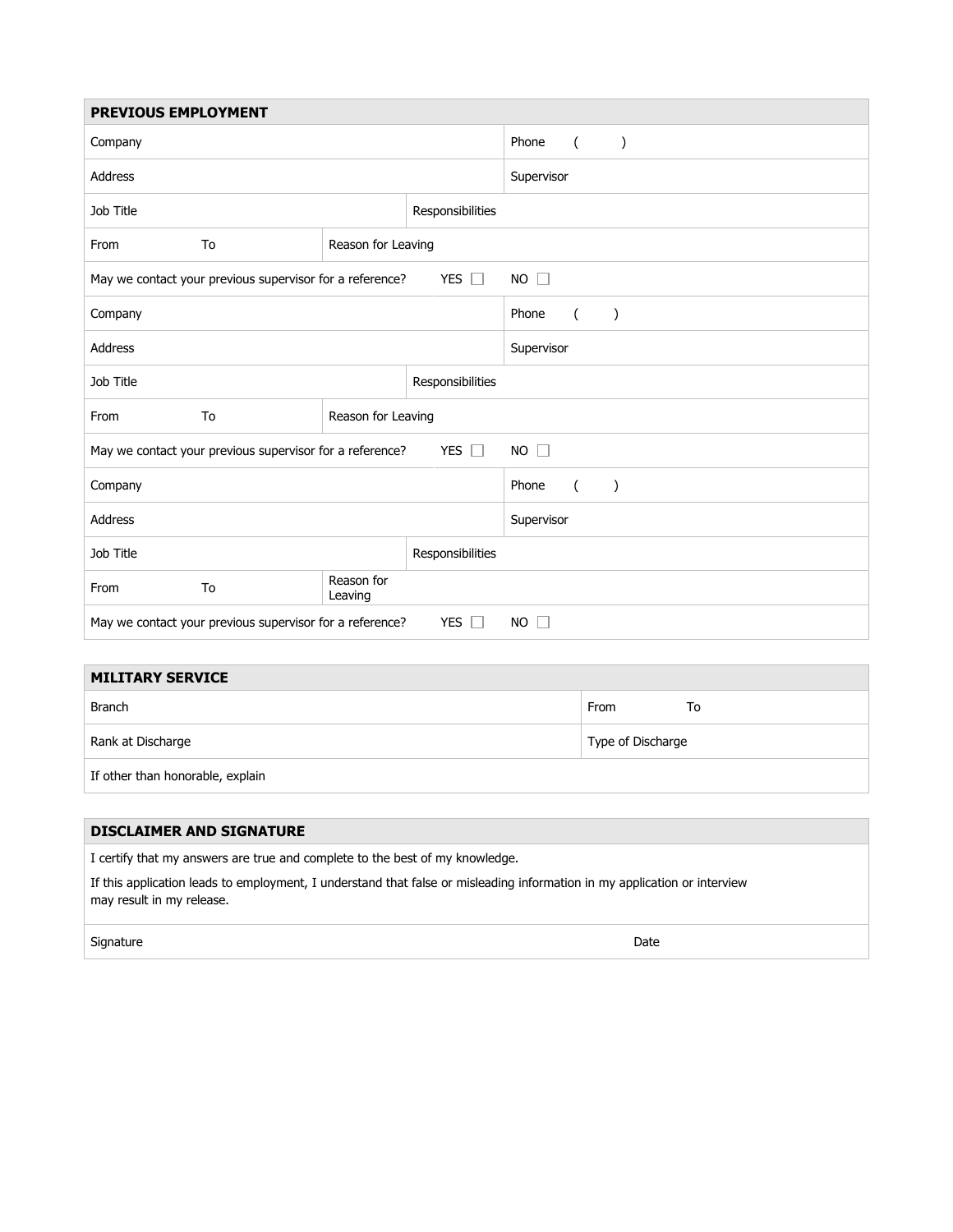## PREVIOUS EMPLOYMENT

| | | |
|---|---|---|
| Company | | Phone ( ) |
| Address | | Supervisor |
| Job Title | Responsibilities | |
| From To | Reason for Leaving | |
| May we contact your previous supervisor for a reference? | YES ☐ | NO ☐ |
| Company | | Phone ( ) |
| Address | | Supervisor |
| Job Title | Responsibilities | |
| From To | Reason for Leaving | |
| May we contact your previous supervisor for a reference? | YES ☐ | NO ☐ |
| Company | | Phone ( ) |
| Address | | Supervisor |
| Job Title | Responsibilities | |
| From To | Reason for Leaving | |
| May we contact your previous supervisor for a reference? | YES ☐ | NO ☐ |

## MILITARY SERVICE

| | |
|---|---|
| Branch | From To |
| Rank at Discharge | Type of Discharge |
| If other than honorable, explain | |

## DISCLAIMER AND SIGNATURE

I certify that my answers are true and complete to the best of my knowledge.

If this application leads to employment, I understand that false or misleading information in my application or interview may result in my release.

| | |
|---|---|
| Signature | Date |